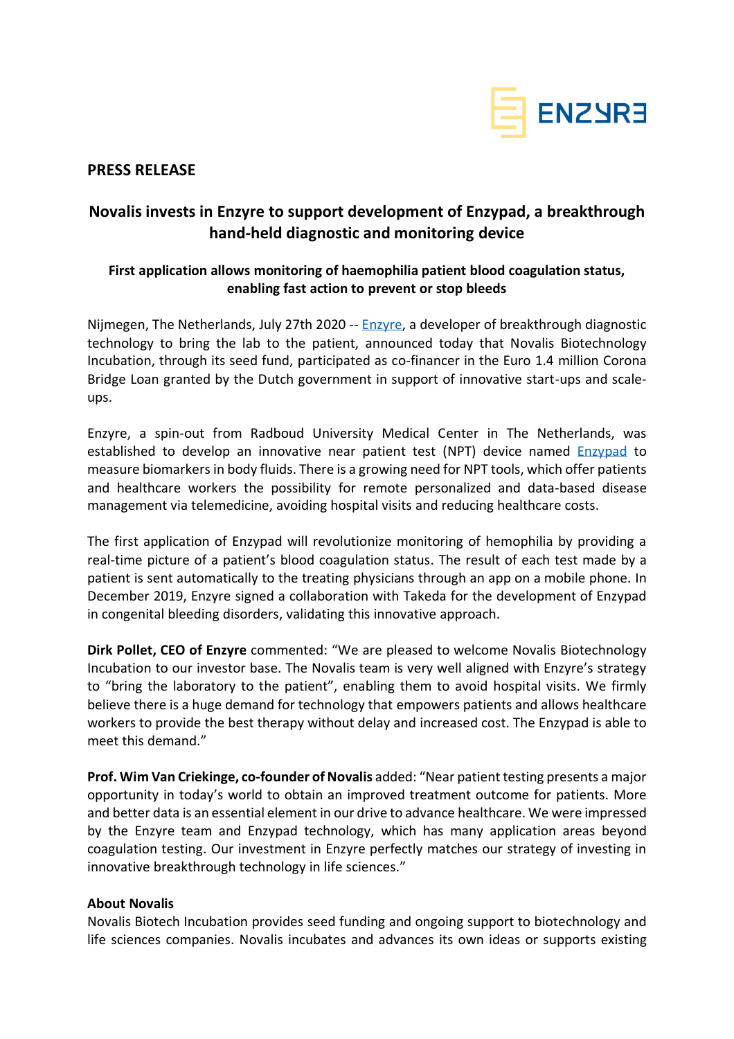ENZYRE

**PRESS RELEASE**

## Novalis invests in Enzyre to support development of Enzypad, a breakthrough hand-held diagnostic and monitoring device

### First application allows monitoring of haemophilia patient blood coagulation status, enabling fast action to prevent or stop bleeds

Nijmegen, The Netherlands, July 27th 2020 -- Enzyre, a developer of breakthrough diagnostic technology to bring the lab to the patient, announced today that Novalis Biotechnology Incubation, through its seed fund, participated as co-financer in the Euro 1.4 million Corona Bridge Loan granted by the Dutch government in support of innovative start-ups and scale-ups.

Enzyre, a spin-out from Radboud University Medical Center in The Netherlands, was established to develop an innovative near patient test (NPT) device named Enzypad to measure biomarkers in body fluids. There is a growing need for NPT tools, which offer patients and healthcare workers the possibility for remote personalized and data-based disease management via telemedicine, avoiding hospital visits and reducing healthcare costs.

The first application of Enzypad will revolutionize monitoring of hemophilia by providing a real-time picture of a patient's blood coagulation status. The result of each test made by a patient is sent automatically to the treating physicians through an app on a mobile phone. In December 2019, Enzyre signed a collaboration with Takeda for the development of Enzypad in congenital bleeding disorders, validating this innovative approach.

**Dirk Pollet, CEO of Enzyre** commented: "We are pleased to welcome Novalis Biotechnology Incubation to our investor base. The Novalis team is very well aligned with Enzyre's strategy to "bring the laboratory to the patient", enabling them to avoid hospital visits. We firmly believe there is a huge demand for technology that empowers patients and allows healthcare workers to provide the best therapy without delay and increased cost. The Enzypad is able to meet this demand."

**Prof. Wim Van Criekinge, co-founder of Novalis** added: "Near patient testing presents a major opportunity in today's world to obtain an improved treatment outcome for patients. More and better data is an essential element in our drive to advance healthcare. We were impressed by the Enzyre team and Enzypad technology, which has many application areas beyond coagulation testing. Our investment in Enzyre perfectly matches our strategy of investing in innovative breakthrough technology in life sciences."

**About Novalis**

Novalis Biotech Incubation provides seed funding and ongoing support to biotechnology and life sciences companies. Novalis incubates and advances its own ideas or supports existing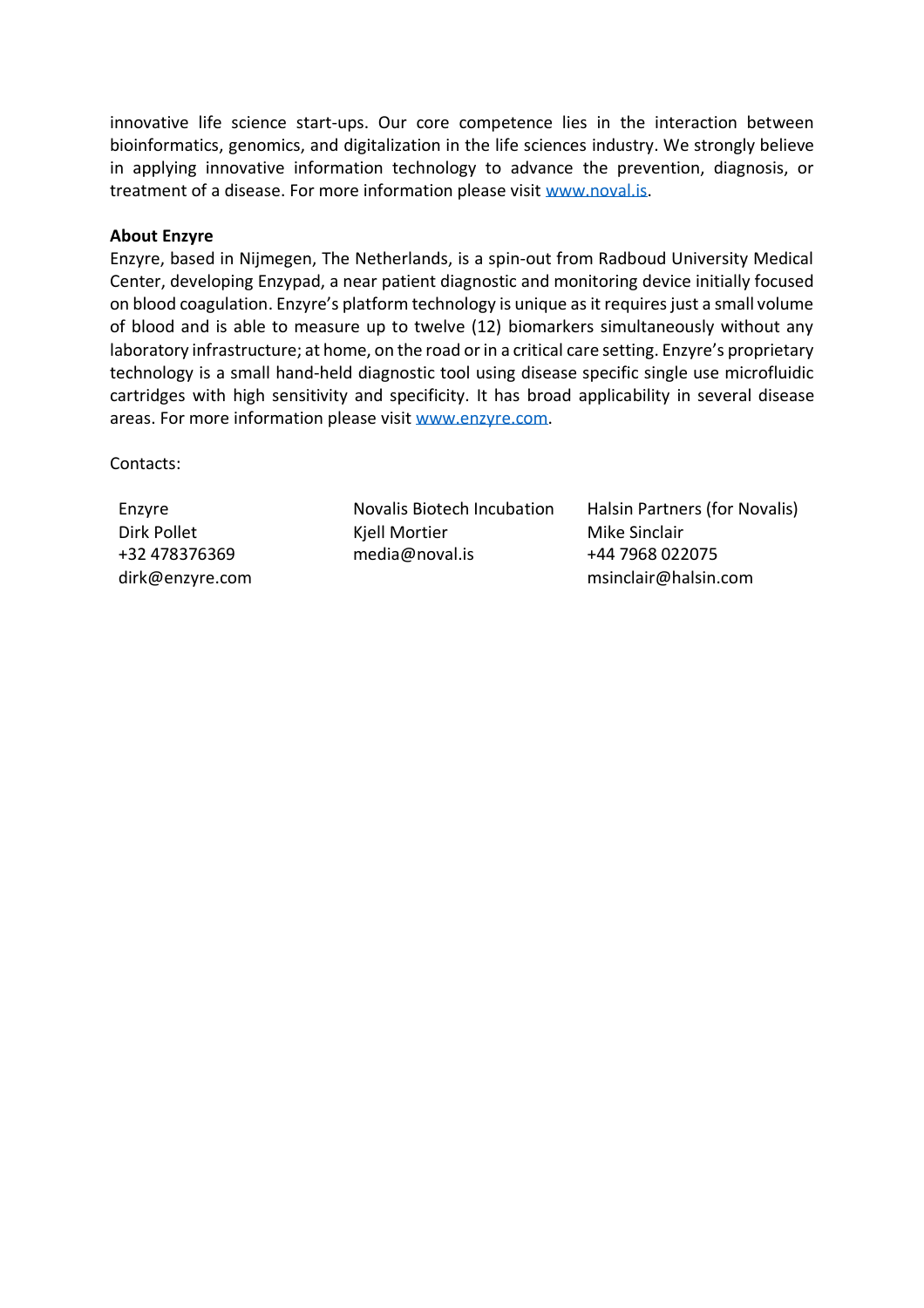innovative life science start-ups. Our core competence lies in the interaction between bioinformatics, genomics, and digitalization in the life sciences industry. We strongly believe in applying innovative information technology to advance the prevention, diagnosis, or treatment of a disease. For more information please visit [www.noval.is](http://www.noval.is).

**About Enzyre**

Enzyre, based in Nijmegen, The Netherlands, is a spin-out from Radboud University Medical Center, developing Enzypad, a near patient diagnostic and monitoring device initially focused on blood coagulation. Enzyre's platform technology is unique as it requires just a small volume of blood and is able to measure up to twelve (12) biomarkers simultaneously without any laboratory infrastructure; at home, on the road or in a critical care setting. Enzyre's proprietary technology is a small hand-held diagnostic tool using disease specific single use microfluidic cartridges with high sensitivity and specificity. It has broad applicability in several disease areas. For more information please visit [www.enzyre.com](http://www.enzyre.com).

Contacts:

| | | |
|---|---|---|
| Enzyre | Novalis Biotech Incubation | Halsin Partners (for Novalis) |
| Dirk Pollet | Kjell Mortier | Mike Sinclair |
| +32 478376369 | media@noval.is | +44 7968 022075 |
| dirk@enzyre.com | | msinclair@halsin.com |